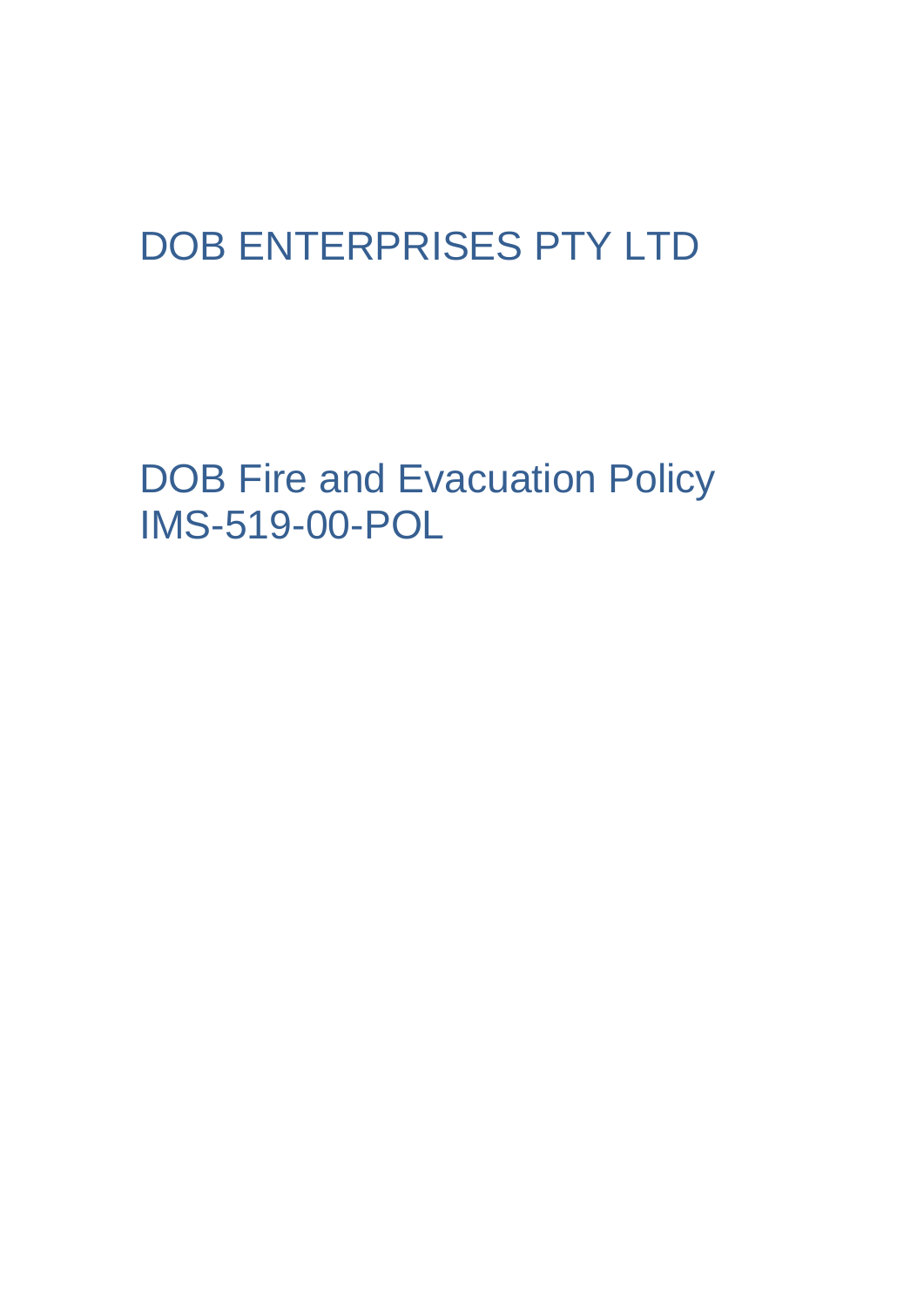# DOB ENTERPRISES PTY LTD

# DOB Fire and Evacuation Policy
# IMS-519-00-POL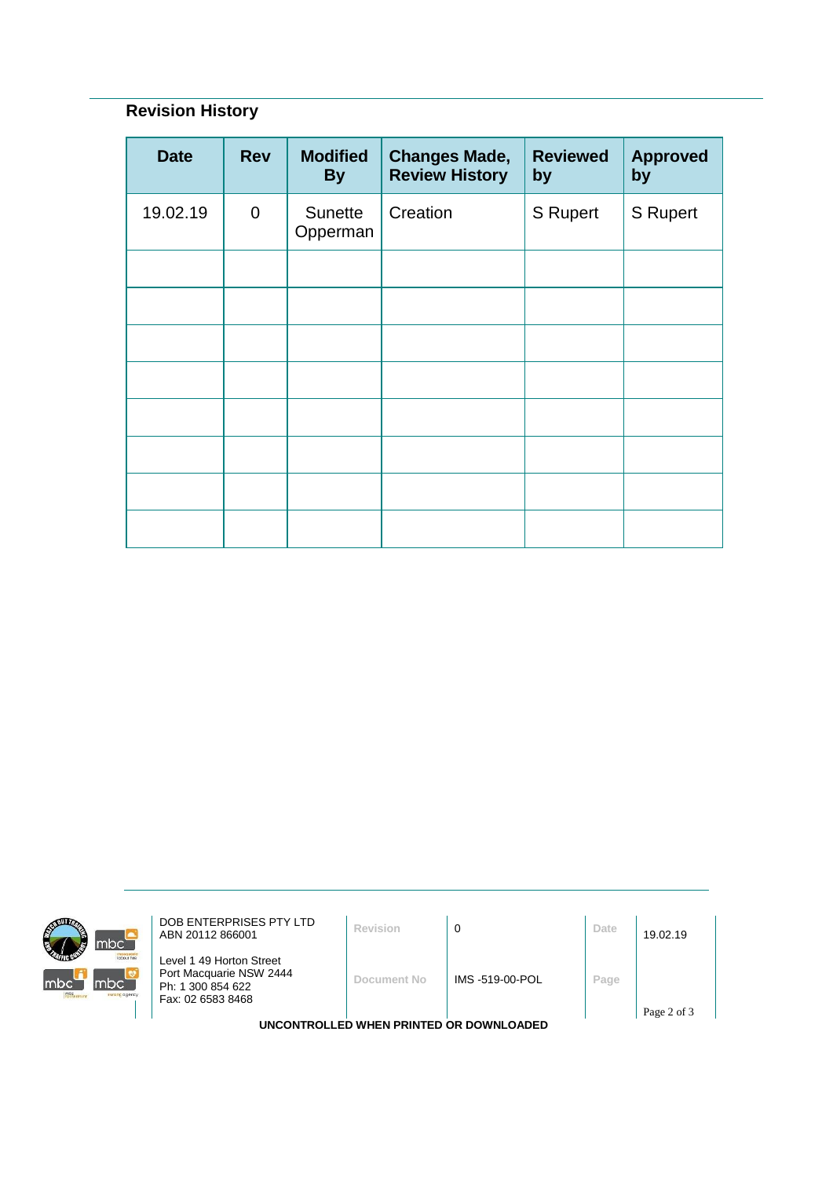## Revision History

| Date | Rev | Modified By | Changes Made, Review History | Reviewed by | Approved by |
|---|---|---|---|---|---|
| 19.02.19 | 0 | Sunette Opperman | Creation | S Rupert | S Rupert |
| | | | | | |
| | | | | | |
| | | | | | |
| | | | | | |
| | | | | | |
| | | | | | |
| | | | | | |
| | | | | | |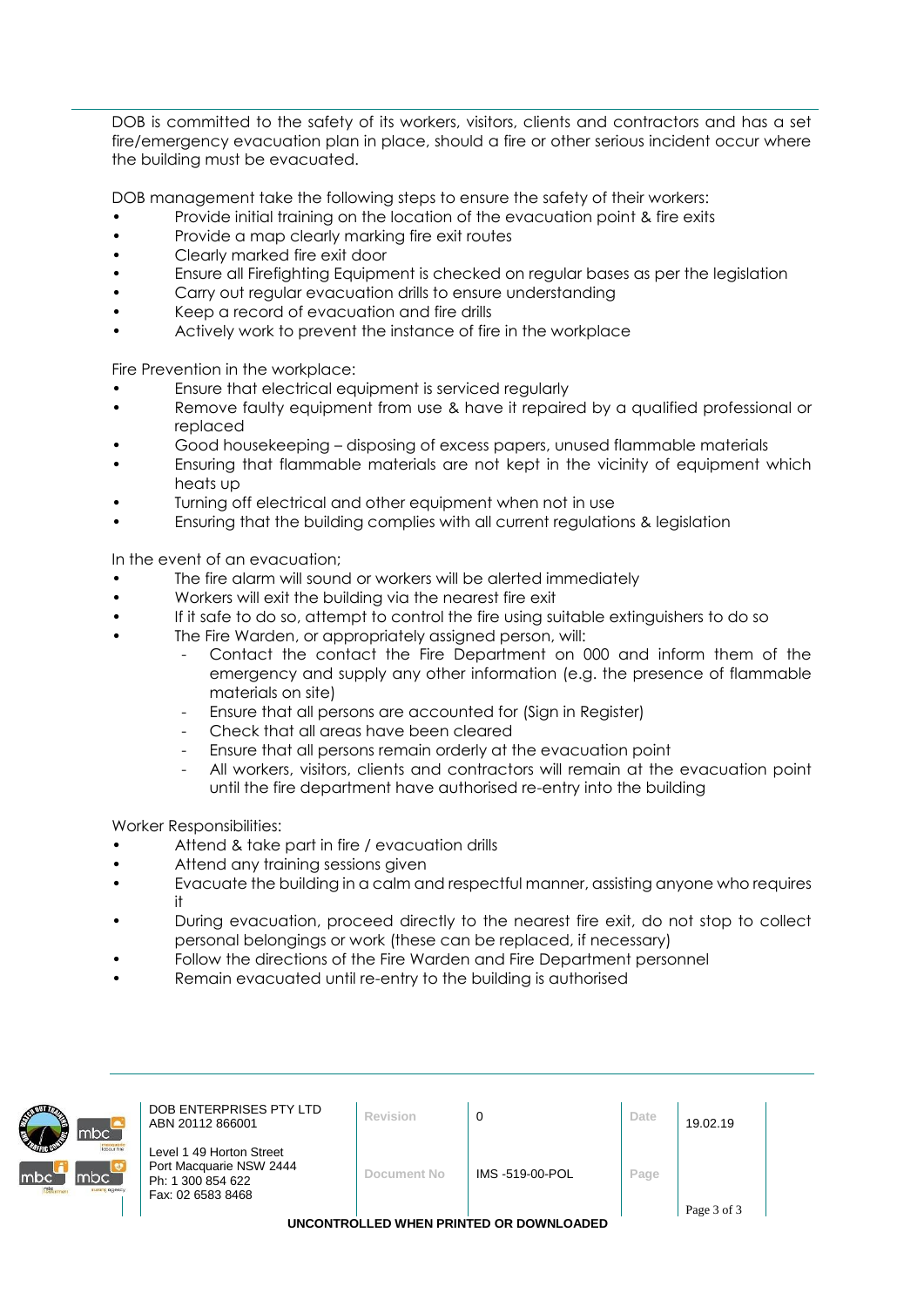DOB is committed to the safety of its workers, visitors, clients and contractors and has a set fire/emergency evacuation plan in place, should a fire or other serious incident occur where the building must be evacuated.

DOB management take the following steps to ensure the safety of their workers:

- Provide initial training on the location of the evacuation point & fire exits
- Provide a map clearly marking fire exit routes
- Clearly marked fire exit door
- Ensure all Firefighting Equipment is checked on regular bases as per the legislation
- Carry out regular evacuation drills to ensure understanding
- Keep a record of evacuation and fire drills
- Actively work to prevent the instance of fire in the workplace

Fire Prevention in the workplace:

- Ensure that electrical equipment is serviced regularly
- Remove faulty equipment from use & have it repaired by a qualified professional or replaced
- Good housekeeping – disposing of excess papers, unused flammable materials
- Ensuring that flammable materials are not kept in the vicinity of equipment which heats up
- Turning off electrical and other equipment when not in use
- Ensuring that the building complies with all current regulations & legislation

In the event of an evacuation;

- The fire alarm will sound or workers will be alerted immediately
- Workers will exit the building via the nearest fire exit
- If it safe to do so, attempt to control the fire using suitable extinguishers to do so
- The Fire Warden, or appropriately assigned person, will:
  - Contact the contact the Fire Department on 000 and inform them of the emergency and supply any other information (e.g. the presence of flammable materials on site)
  - Ensure that all persons are accounted for (Sign in Register)
  - Check that all areas have been cleared
  - Ensure that all persons remain orderly at the evacuation point
  - All workers, visitors, clients and contractors will remain at the evacuation point until the fire department have authorised re-entry into the building

Worker Responsibilities:

- Attend & take part in fire / evacuation drills
- Attend any training sessions given
- Evacuate the building in a calm and respectful manner, assisting anyone who requires it
- During evacuation, proceed directly to the nearest fire exit, do not stop to collect personal belongings or work (these can be replaced, if necessary)
- Follow the directions of the Fire Warden and Fire Department personnel
- Remain evacuated until re-entry to the building is authorised

| | | | | |
|---|---|---|---|---|
| DOB ENTERPRISES PTY LTD<br>ABN 20112 866001 | Revision | 0 | Date | 19.02.19 |
| Level 1 49 Horton Street<br>Port Macquarie NSW 2444<br>Ph: 1 300 854 622<br>Fax: 02 6583 8468 | Document No | IMS -519-00-POL | Page | |

UNCONTROLLED WHEN PRINTED OR DOWNLOADED